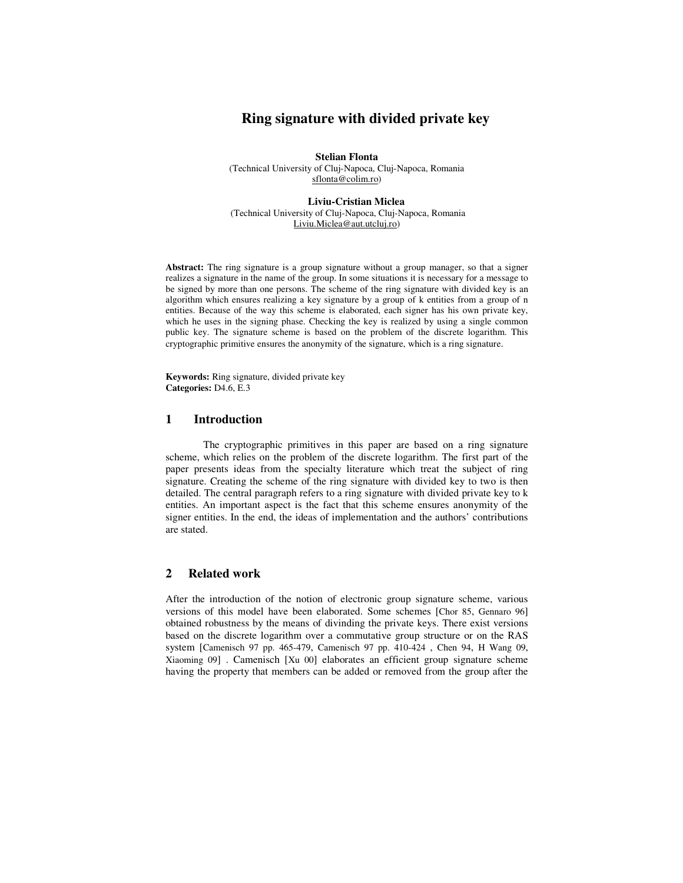# Ring signature with divided private key

**Stelian Flonta**
(Technical University of Cluj-Napoca, Cluj-Napoca, Romania
sflonta@colim.ro)

**Liviu-Cristian Miclea**
(Technical University of Cluj-Napoca, Cluj-Napoca, Romania
Liviu.Miclea@aut.utcluj.ro)

**Abstract:** The ring signature is a group signature without a group manager, so that a signer realizes a signature in the name of the group. In some situations it is necessary for a message to be signed by more than one persons. The scheme of the ring signature with divided key is an algorithm which ensures realizing a key signature by a group of k entities from a group of n entities. Because of the way this scheme is elaborated, each signer has his own private key, which he uses in the signing phase. Checking the key is realized by using a single common public key. The signature scheme is based on the problem of the discrete logarithm. This cryptographic primitive ensures the anonymity of the signature, which is a ring signature.

**Keywords:** Ring signature, divided private key
**Categories:** D4.6, E.3

## 1 Introduction

The cryptographic primitives in this paper are based on a ring signature scheme, which relies on the problem of the discrete logarithm. The first part of the paper presents ideas from the specialty literature which treat the subject of ring signature. Creating the scheme of the ring signature with divided key to two is then detailed. The central paragraph refers to a ring signature with divided private key to k entities. An important aspect is the fact that this scheme ensures anonymity of the signer entities. In the end, the ideas of implementation and the authors' contributions are stated.

## 2 Related work

After the introduction of the notion of electronic group signature scheme, various versions of this model have been elaborated. Some schemes [Chor 85, Gennaro 96] obtained robustness by the means of divinding the private keys. There exist versions based on the discrete logarithm over a commutative group structure or on the RAS system [Camenisch 97 pp. 465-479, Camenisch 97 pp. 410-424 , Chen 94, H Wang 09, Xiaoming 09] . Camenisch [Xu 00] elaborates an efficient group signature scheme having the property that members can be added or removed from the group after the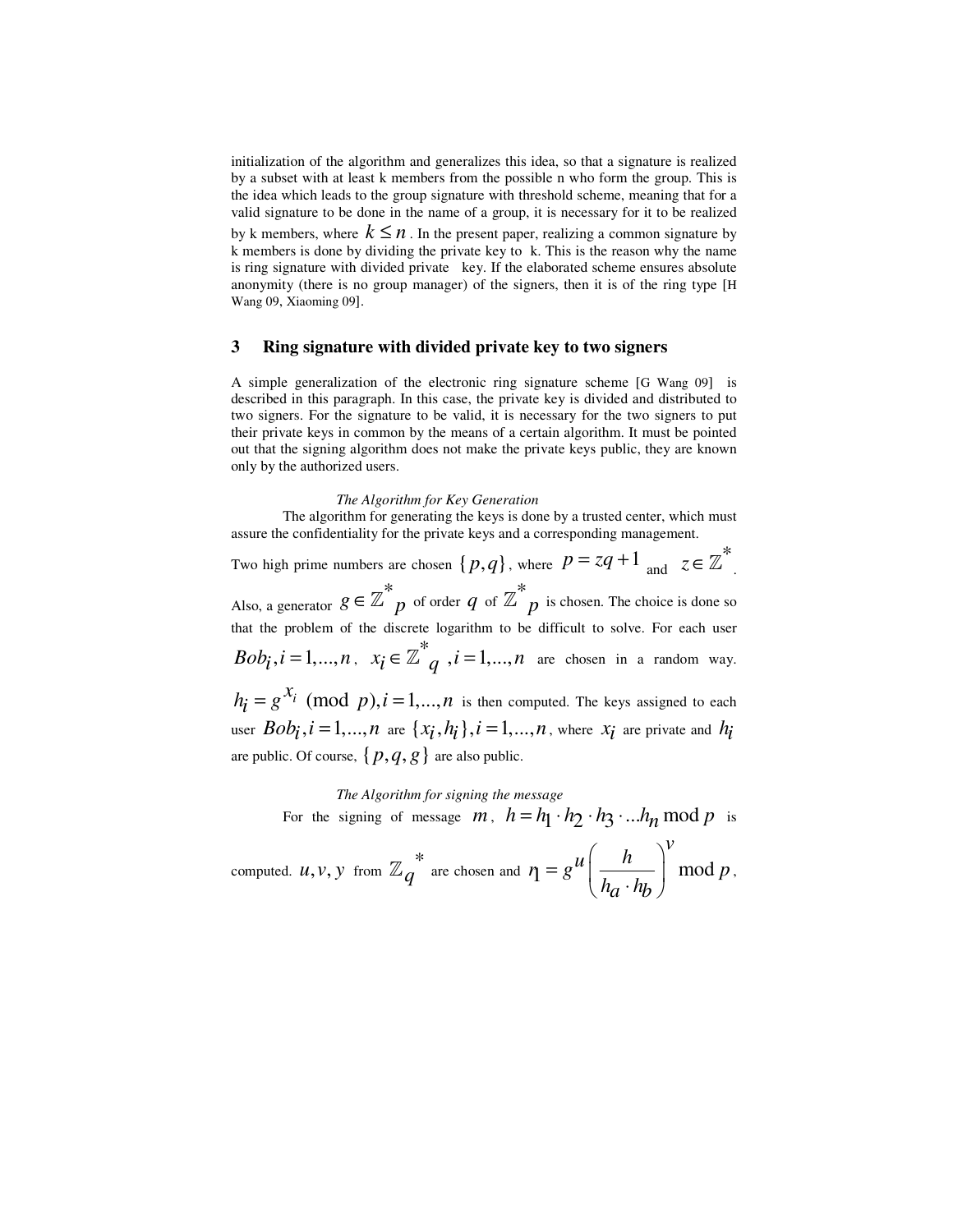initialization of the algorithm and generalizes this idea, so that a signature is realized by a subset with at least k members from the possible n who form the group. This is the idea which leads to the group signature with threshold scheme, meaning that for a valid signature to be done in the name of a group, it is necessary for it to be realized by k members, where $k \leq n$. In the present paper, realizing a common signature by k members is done by dividing the private key to k. This is the reason why the name is ring signature with divided private key. If the elaborated scheme ensures absolute anonymity (there is no group manager) of the signers, then it is of the ring type [H Wang 09, Xiaoming 09].

## 3 Ring signature with divided private key to two signers

A simple generalization of the electronic ring signature scheme [G Wang 09] is described in this paragraph. In this case, the private key is divided and distributed to two signers. For the signature to be valid, it is necessary for the two signers to put their private keys in common by the means of a certain algorithm. It must be pointed out that the signing algorithm does not make the private keys public, they are known only by the authorized users.

*The Algorithm for Key Generation*

The algorithm for generating the keys is done by a trusted center, which must assure the confidentiality for the private keys and a corresponding management.

Two high prime numbers are chosen $\{p, q\}$, where $p = zq + 1$ and $z \in \mathbb{Z}^*$. Also, a generator $g \in \mathbb{Z}^*_p$ of order $q$ of $\mathbb{Z}^*_p$ is chosen. The choice is done so that the problem of the discrete logarithm to be difficult to solve. For each user $Bob_i, i = 1, \ldots, n$, $x_i \in \mathbb{Z}^*_q$, $i = 1, \ldots, n$ are chosen in a random way. $h_i = g^{x_i} \pmod{p}, i = 1, \ldots, n$ is then computed. The keys assigned to each user $Bob_i, i = 1, \ldots, n$ are $\{x_i, h_i\}, i = 1, \ldots, n$, where $x_i$ are private and $h_i$ are public. Of course, $\{p, q, g\}$ are also public.

*The Algorithm for signing the message*

For the signing of message $m$, $h = h_1 \cdot h_2 \cdot h_3 \cdot \ldots h_n \bmod p$ is computed. $u, v, y$ from $\mathbb{Z}_q^*$ are chosen and $r_1 = g^u \left( \dfrac{h}{h_a \cdot h_b} \right)^v \bmod p$,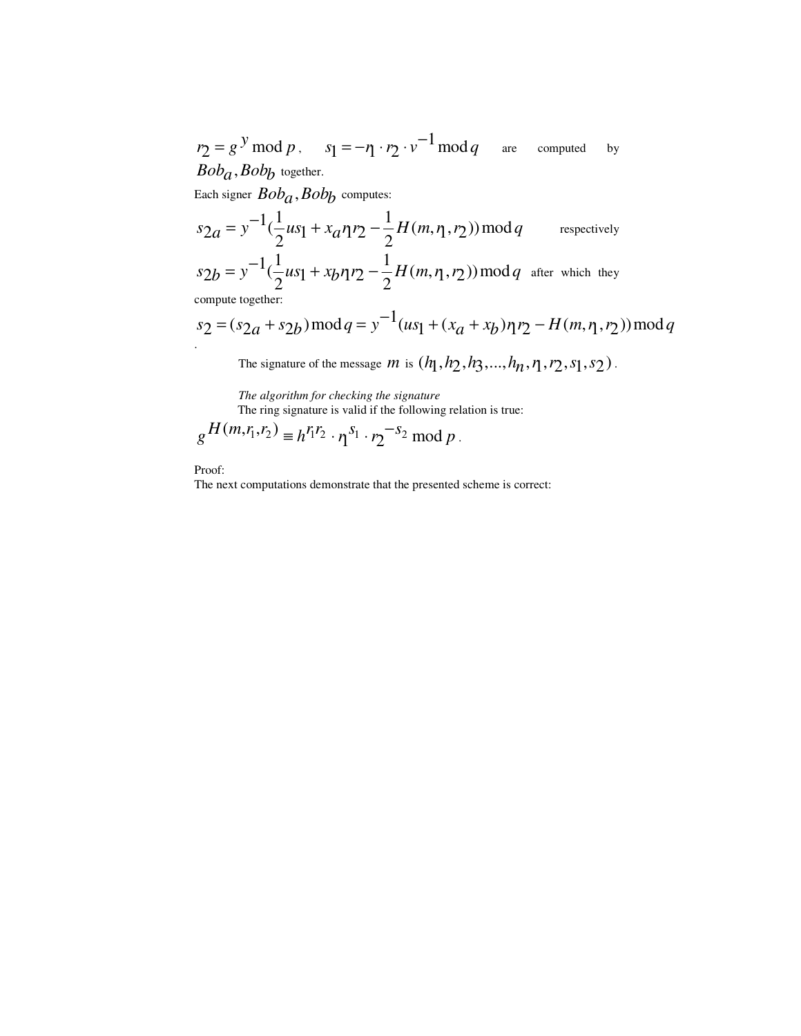$r_2 = g^y \bmod p$, $s_1 = -r_1 \cdot r_2 \cdot v^{-1} \bmod q$ are computed by $Bob_a, Bob_b$ together.

Each signer $Bob_a, Bob_b$ computes:

$$s_{2a} = y^{-1}(\frac{1}{2}us_1 + x_a r_1 r_2 - \frac{1}{2}H(m, r_1, r_2)) \bmod q$$ respectively

$$s_{2b} = y^{-1}(\frac{1}{2}us_1 + x_b r_1 r_2 - \frac{1}{2}H(m, r_1, r_2)) \bmod q$$ after which they compute together:

$$s_2 = (s_{2a} + s_{2b}) \bmod q = y^{-1}(us_1 + (x_a + x_b)r_1 r_2 - H(m, r_1, r_2)) \bmod q$$

.

The signature of the message $m$ is $(h_1, h_2, h_3, ..., h_n, r_1, r_2, s_1, s_2)$.

*The algorithm for checking the signature*

The ring signature is valid if the following relation is true:

$$g^{H(m, r_1, r_2)} \equiv h^{r_1 r_2} \cdot r_1^{s_1} \cdot r_2^{-s_2} \bmod p.$$

Proof:

The next computations demonstrate that the presented scheme is correct: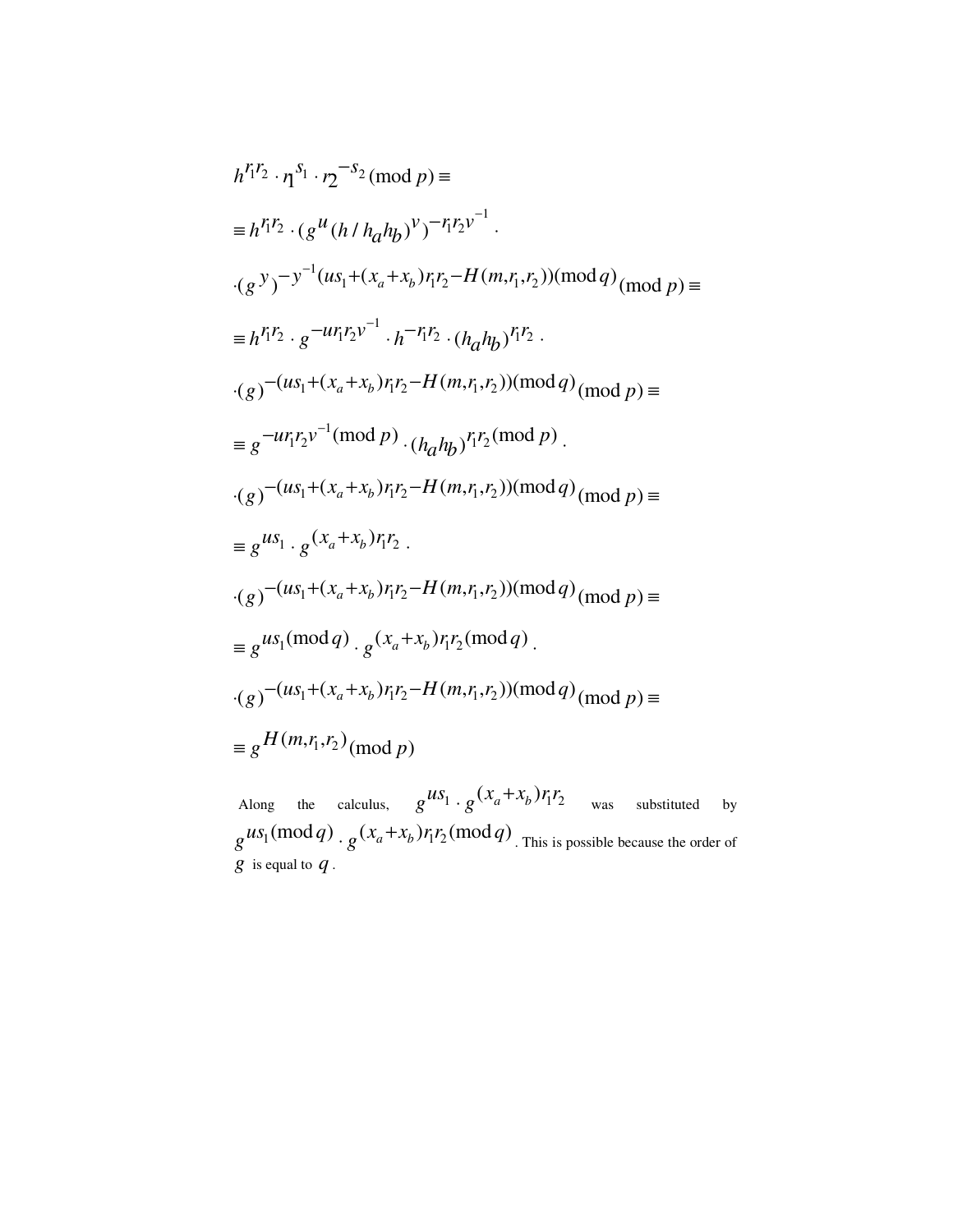$$h^{r_1 r_2} \cdot \eta^{s_1} \cdot r_2^{-s_2} (\bmod p) \equiv$$

$$\equiv h^{r_1 r_2} \cdot (g^u (h / h_a h_b)^v)^{-r_1 r_2 v^{-1}} \cdot$$

$$\cdot (g^y)^{-y^{-1}(us_1 + (x_a + x_b) r_1 r_2 - H(m, r_1, r_2))(\bmod q)} (\bmod p) \equiv$$

$$\equiv h^{r_1 r_2} \cdot g^{-u r_1 r_2 v^{-1}} \cdot h^{-r_1 r_2} \cdot (h_a h_b)^{r_1 r_2} \cdot$$

$$\cdot (g)^{-(us_1 + (x_a + x_b) r_1 r_2 - H(m, r_1, r_2))(\bmod q)} (\bmod p) \equiv$$

$$\equiv g^{-u r_1 r_2 v^{-1} (\bmod p)} \cdot (h_a h_b)^{r_1 r_2 (\bmod p)} \cdot$$

$$\cdot (g)^{-(us_1 + (x_a + x_b) r_1 r_2 - H(m, r_1, r_2))(\bmod q)} (\bmod p) \equiv$$

$$\equiv g^{us_1} \cdot g^{(x_a + x_b) r_1 r_2} \cdot$$

$$\cdot (g)^{-(us_1 + (x_a + x_b) r_1 r_2 - H(m, r_1, r_2))(\bmod q)} (\bmod p) \equiv$$

$$\equiv g^{us_1 (\bmod q)} \cdot g^{(x_a + x_b) r_1 r_2 (\bmod q)} \cdot$$

$$\cdot (g)^{-(us_1 + (x_a + x_b) r_1 r_2 - H(m, r_1, r_2))(\bmod q)} (\bmod p) \equiv$$

$$\equiv g^{H(m, r_1, r_2)} (\bmod p)$$

Along the calculus, $g^{us_1} \cdot g^{(x_a + x_b) r_1 r_2}$ was substituted by $g^{us_1 (\bmod q)} \cdot g^{(x_a + x_b) r_1 r_2 (\bmod q)}$. This is possible because the order of $g$ is equal to $q$.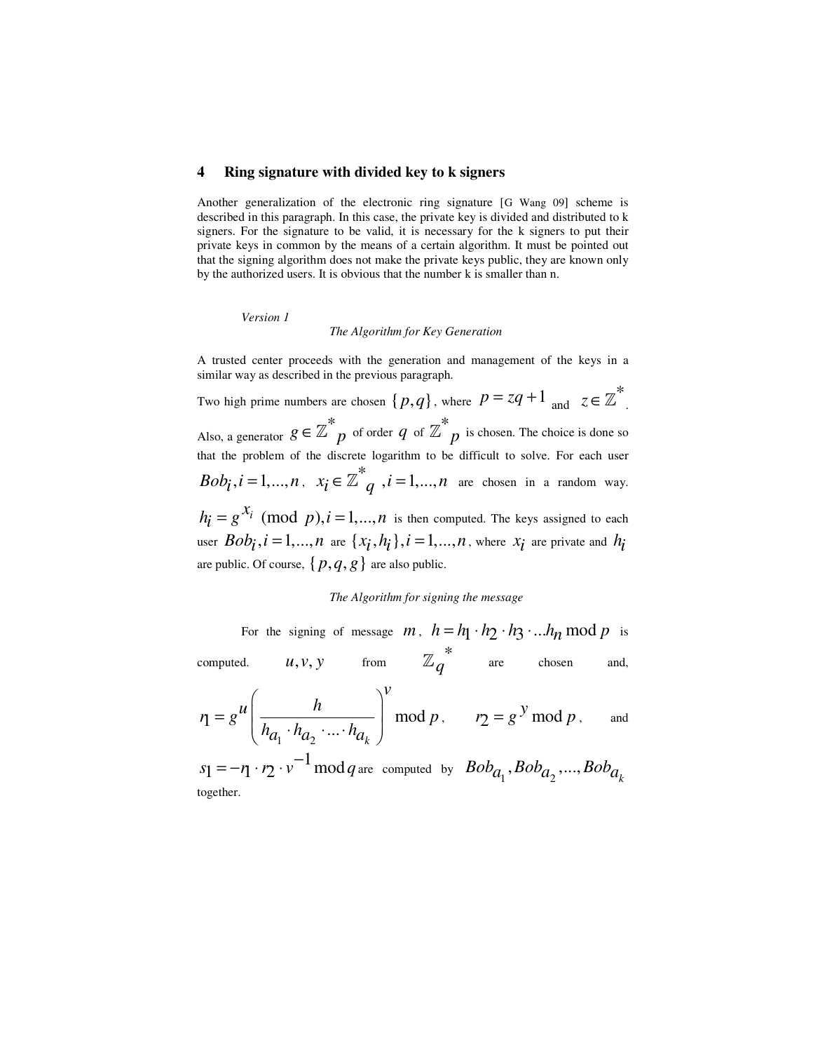## 4 Ring signature with divided key to k signers

Another generalization of the electronic ring signature [G Wang 09] scheme is described in this paragraph. In this case, the private key is divided and distributed to k signers. For the signature to be valid, it is necessary for the k signers to put their private keys in common by the means of a certain algorithm. It must be pointed out that the signing algorithm does not make the private keys public, they are known only by the authorized users. It is obvious that the number k is smaller than n.

*Version 1*

*The Algorithm for Key Generation*

A trusted center proceeds with the generation and management of the keys in a similar way as described in the previous paragraph.

Two high prime numbers are chosen $\{p, q\}$, where $p = zq + 1$ and $z \in \mathbb{Z}^*$. Also, a generator $g \in \mathbb{Z}^*_p$ of order $q$ of $\mathbb{Z}^*_p$ is chosen. The choice is done so that the problem of the discrete logarithm to be difficult to solve. For each user $Bob_i, i = 1, ..., n$, $x_i \in \mathbb{Z}^*_q$ $, i = 1, ..., n$ are chosen in a random way. $h_i = g^{x_i} \pmod{p}, i = 1, ..., n$ is then computed. The keys assigned to each user $Bob_i, i = 1, ..., n$ are $\{x_i, h_i\}, i = 1, ..., n$, where $x_i$ are private and $h_i$ are public. Of course, $\{p, q, g\}$ are also public.

*The Algorithm for signing the message*

For the signing of message $m$, $h = h_1 \cdot h_2 \cdot h_3 \cdot ... h_n \bmod p$ is computed. $u, v, y$ from $\mathbb{Z}_q^*$ are chosen and,

$$r_1 = g^u \left( \frac{h}{h_{a_1} \cdot h_{a_2} \cdot ... \cdot h_{a_k}} \right)^v \bmod p, \qquad r_2 = g^y \bmod p, \qquad \text{and}$$

$s_1 = -r_1 \cdot r_2 \cdot v^{-1} \bmod q$ are computed by $Bob_{a_1}, Bob_{a_2}, ..., Bob_{a_k}$ together.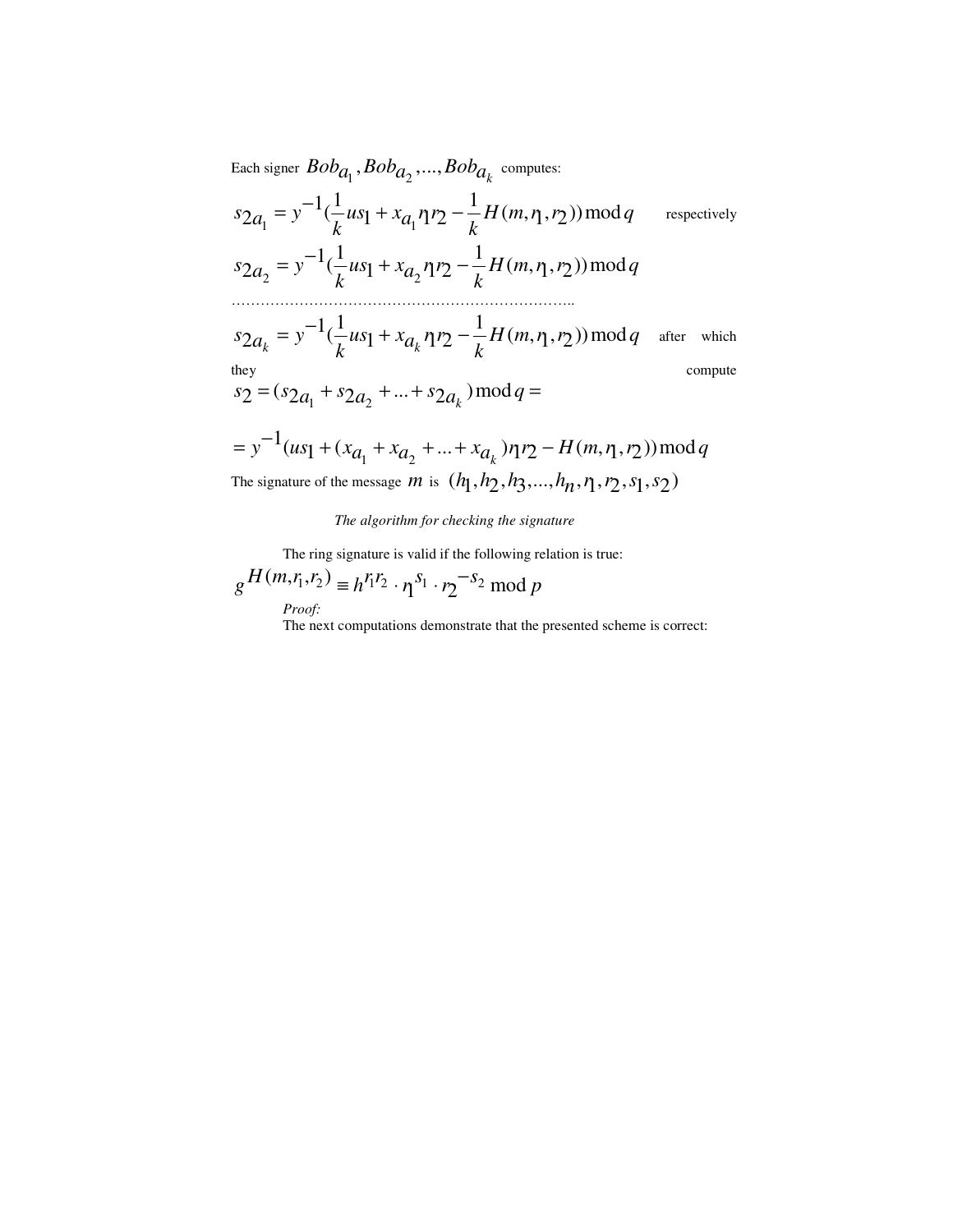Each signer $Bob_{a_1}, Bob_{a_2}, ..., Bob_{a_k}$ computes:

$$s_{2a_1} = y^{-1}(\frac{1}{k}us_1 + x_{a_1}r_1r_2 - \frac{1}{k}H(m, r_1, r_2)) \bmod q$$ respectively

$$s_{2a_2} = y^{-1}(\frac{1}{k}us_1 + x_{a_2}r_1r_2 - \frac{1}{k}H(m, r_1, r_2)) \bmod q$$

…………………………………………………………………..

$$s_{2a_k} = y^{-1}(\frac{1}{k}us_1 + x_{a_k}r_1r_2 - \frac{1}{k}H(m, r_1, r_2)) \bmod q$$ after which they compute

$$s_2 = (s_{2a_1} + s_{2a_2} + ... + s_{2a_k}) \bmod q =$$

$$= y^{-1}(us_1 + (x_{a_1} + x_{a_2} + ... + x_{a_k})r_1r_2 - H(m, r_1, r_2)) \bmod q$$

The signature of the message $m$ is $(h_1, h_2, h_3, ..., h_n, r_1, r_2, s_1, s_2)$

*The algorithm for checking the signature*

The ring signature is valid if the following relation is true:

$$g^{H(m,r_1,r_2)} \equiv h^{r_1r_2} \cdot r_1^{s_1} \cdot r_2^{-s_2} \bmod p$$

*Proof:*

The next computations demonstrate that the presented scheme is correct: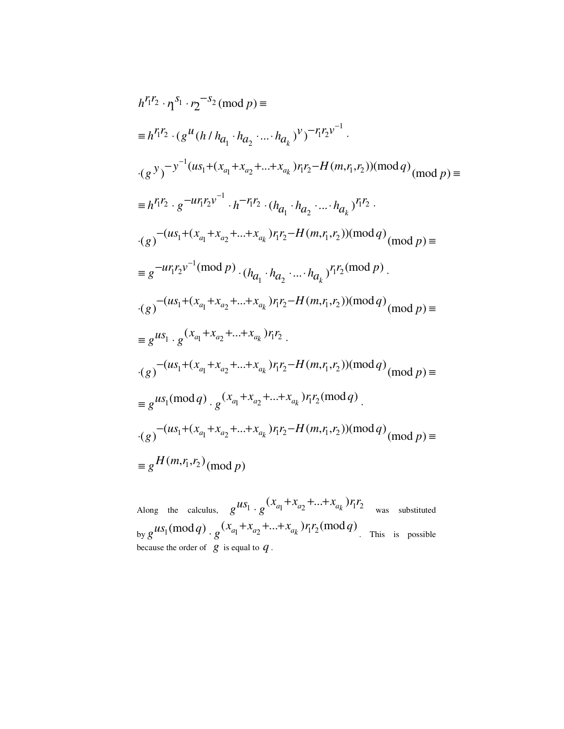$$h^{r_1 r_2} \cdot r_1^{s_1} \cdot r_2^{-s_2} \pmod{p} \equiv$$

$$\equiv h^{r_1 r_2} \cdot (g^{u} (h / h_{a_1} \cdot h_{a_2} \cdot \ldots \cdot h_{a_k})^{v})^{-r_1 r_2 v^{-1}} \cdot$$

$$\cdot (g^{y})^{-y^{-1}(us_1 + (x_{a_1} + x_{a_2} + \ldots + x_{a_k}) r_1 r_2 - H(m, r_1, r_2)) \pmod{q}} \pmod{p} \equiv$$

$$\equiv h^{r_1 r_2} \cdot g^{-u r_1 r_2 v^{-1}} \cdot h^{-r_1 r_2} \cdot (h_{a_1} \cdot h_{a_2} \cdot \ldots \cdot h_{a_k})^{r_1 r_2} \cdot$$

$$\cdot (g)^{-(us_1 + (x_{a_1} + x_{a_2} + \ldots + x_{a_k}) r_1 r_2 - H(m, r_1, r_2)) \pmod{q}} \pmod{p} \equiv$$

$$\equiv g^{-u r_1 r_2 v^{-1} \pmod{p}} \cdot (h_{a_1} \cdot h_{a_2} \cdot \ldots \cdot h_{a_k})^{r_1 r_2 \pmod{p}} \cdot$$

$$\cdot (g)^{-(us_1 + (x_{a_1} + x_{a_2} + \ldots + x_{a_k}) r_1 r_2 - H(m, r_1, r_2)) \pmod{q}} \pmod{p} \equiv$$

$$\equiv g^{us_1} \cdot g^{(x_{a_1} + x_{a_2} + \ldots + x_{a_k}) r_1 r_2} \cdot$$

$$\cdot (g)^{-(us_1 + (x_{a_1} + x_{a_2} + \ldots + x_{a_k}) r_1 r_2 - H(m, r_1, r_2)) \pmod{q}} \pmod{p} \equiv$$

$$\equiv g^{us_1 \pmod{q}} \cdot g^{(x_{a_1} + x_{a_2} + \ldots + x_{a_k}) r_1 r_2 \pmod{q}} \cdot$$

$$\cdot (g)^{-(us_1 + (x_{a_1} + x_{a_2} + \ldots + x_{a_k}) r_1 r_2 - H(m, r_1, r_2)) \pmod{q}} \pmod{p} \equiv$$

$$\equiv g^{H(m, r_1, r_2)} \pmod{p}$$

Along the calculus, $g^{us_1} \cdot g^{(x_{a_1} + x_{a_2} + \ldots + x_{a_k}) r_1 r_2}$ was substituted by $g^{us_1 \pmod{q}} \cdot g^{(x_{a_1} + x_{a_2} + \ldots + x_{a_k}) r_1 r_2 \pmod{q}}$. This is possible because the order of $g$ is equal to $q$.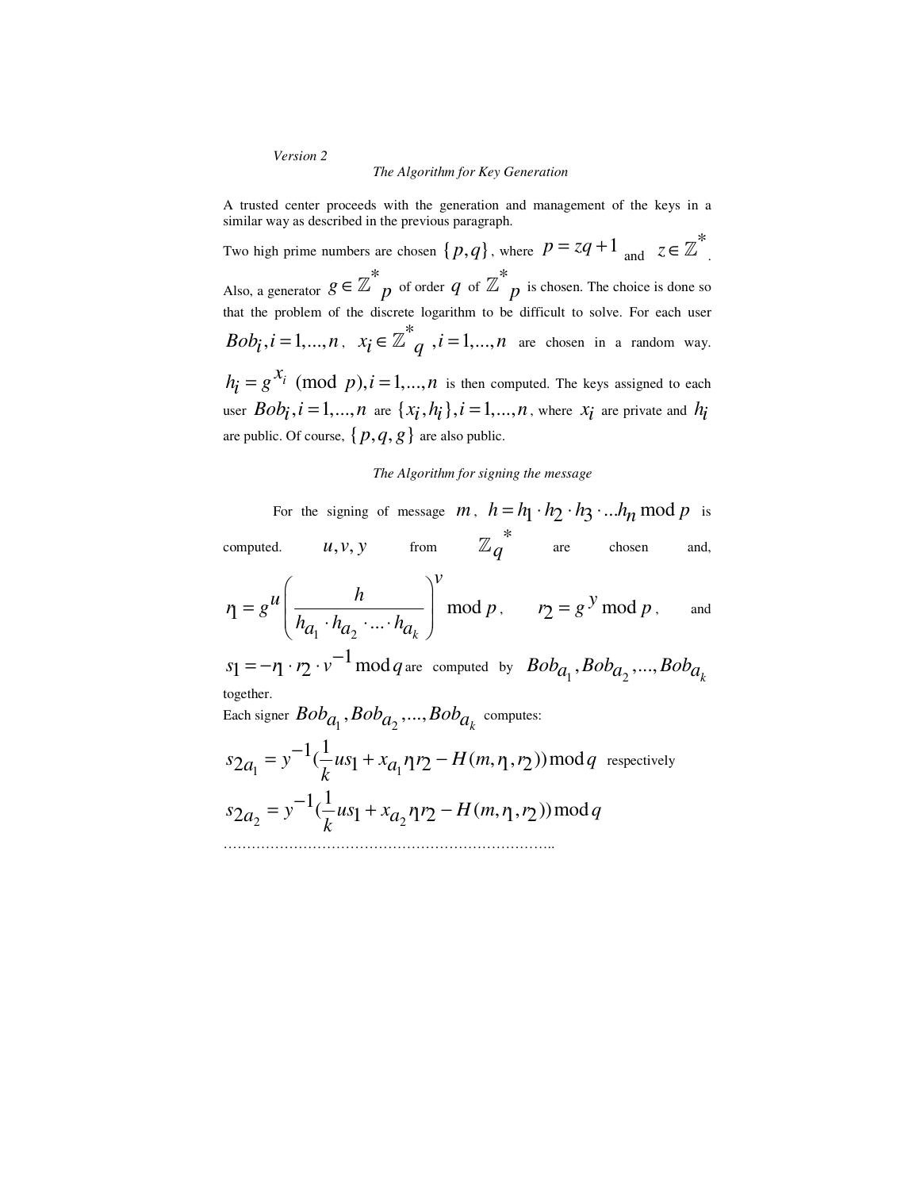*Version 2*

*The Algorithm for Key Generation*

A trusted center proceeds with the generation and management of the keys in a similar way as described in the previous paragraph.

Two high prime numbers are chosen $\{p, q\}$, where $p = zq + 1$ and $z \in \mathbb{Z}^*$. Also, a generator $g \in \mathbb{Z}^*{}_p$ of order $q$ of $\mathbb{Z}^*{}_p$ is chosen. The choice is done so that the problem of the discrete logarithm to be difficult to solve. For each user $Bob_i, i = 1, ..., n$, $x_i \in \mathbb{Z}^*{}_q$ $, i = 1, ..., n$ are chosen in a random way. $h_i = g^{x_i} \pmod{p}, i = 1, ..., n$ is then computed. The keys assigned to each user $Bob_i, i = 1, ..., n$ are $\{x_i, h_i\}, i = 1, ..., n$, where $x_i$ are private and $h_i$ are public. Of course, $\{p, q, g\}$ are also public.

*The Algorithm for signing the message*

For the signing of message $m$, $h = h_1 \cdot h_2 \cdot h_3 \cdot ... h_n \bmod p$ is computed. $u, v, y$ from $\mathbb{Z}_q^*$ are chosen and,

$$r_1 = g^u \left( \frac{h}{h_{a_1} \cdot h_{a_2} \cdot ... \cdot h_{a_k}} \right)^v \bmod p, \qquad r_2 = g^y \bmod p, \qquad \text{and}$$

$s_1 = -r_1 \cdot r_2 \cdot v^{-1} \bmod q$ are computed by $Bob_{a_1}, Bob_{a_2}, ..., Bob_{a_k}$ together.

Each signer $Bob_{a_1}, Bob_{a_2}, ..., Bob_{a_k}$ computes:

$$s_{2a_1} = y^{-1}\left(\frac{1}{k} u s_1 + x_{a_1} r_1 r_2 - H(m, r_1, r_2)\right) \bmod q \quad \text{respectively}$$

$$s_{2a_2} = y^{-1}\left(\frac{1}{k} u s_1 + x_{a_2} r_1 r_2 - H(m, r_1, r_2)\right) \bmod q$$

……………………………………………………………..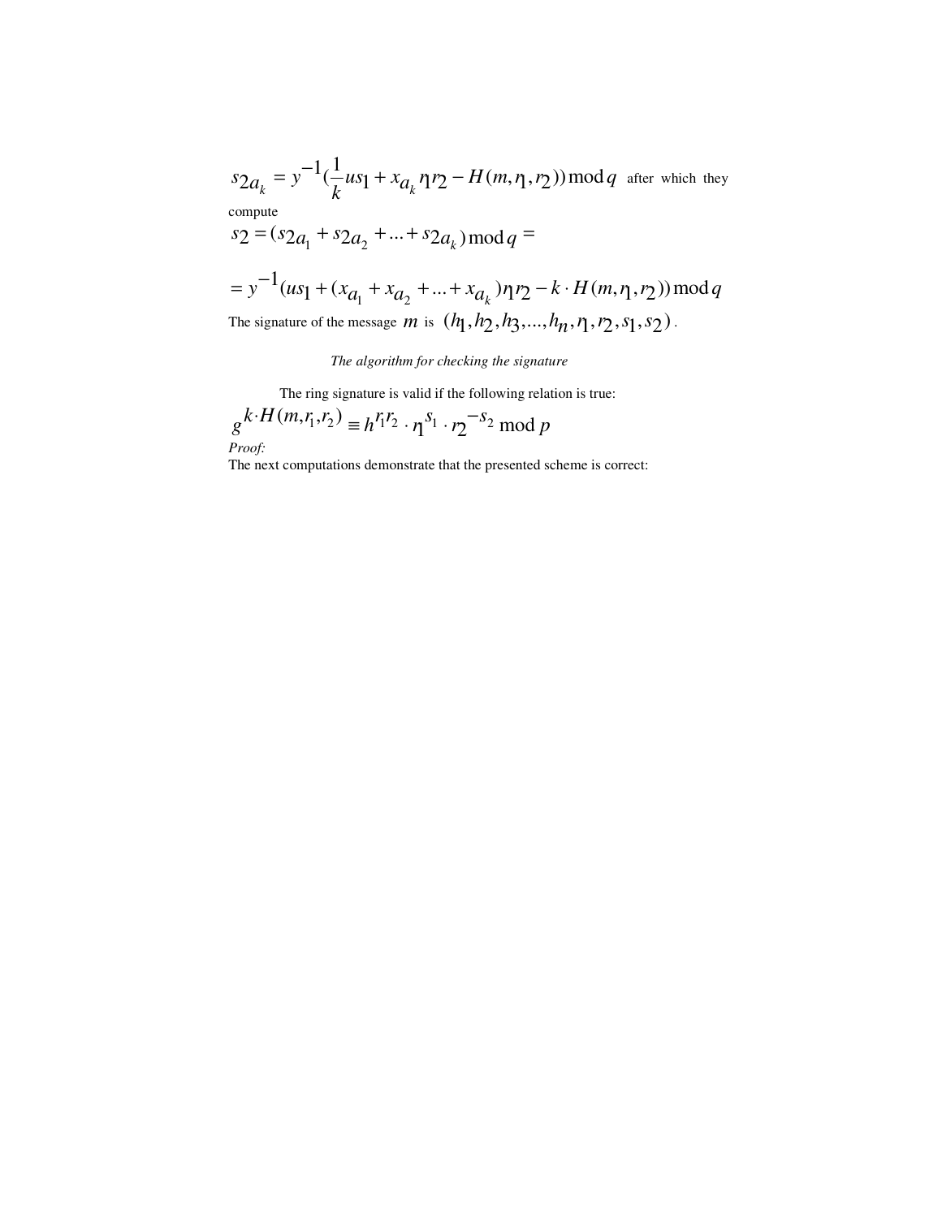$$s_{2a_k} = y^{-1}(\frac{1}{k}us_1 + x_{a_k} r_1 r_2 - H(m, r_1, r_2)) \bmod q$$ after which they compute

$$s_2 = (s_{2a_1} + s_{2a_2} + ... + s_{2a_k}) \bmod q =$$

$$= y^{-1}(us_1 + (x_{a_1} + x_{a_2} + ... + x_{a_k}) r_1 r_2 - k \cdot H(m, r_1, r_2)) \bmod q$$

The signature of the message $m$ is $(h_1, h_2, h_3, ..., h_n, r_1, r_2, s_1, s_2)$.

*The algorithm for checking the signature*

The ring signature is valid if the following relation is true:

$$g^{k \cdot H(m, r_1, r_2)} \equiv h^{r_1 r_2} \cdot r_1^{s_1} \cdot r_2^{-s_2} \bmod p$$

*Proof:*

The next computations demonstrate that the presented scheme is correct: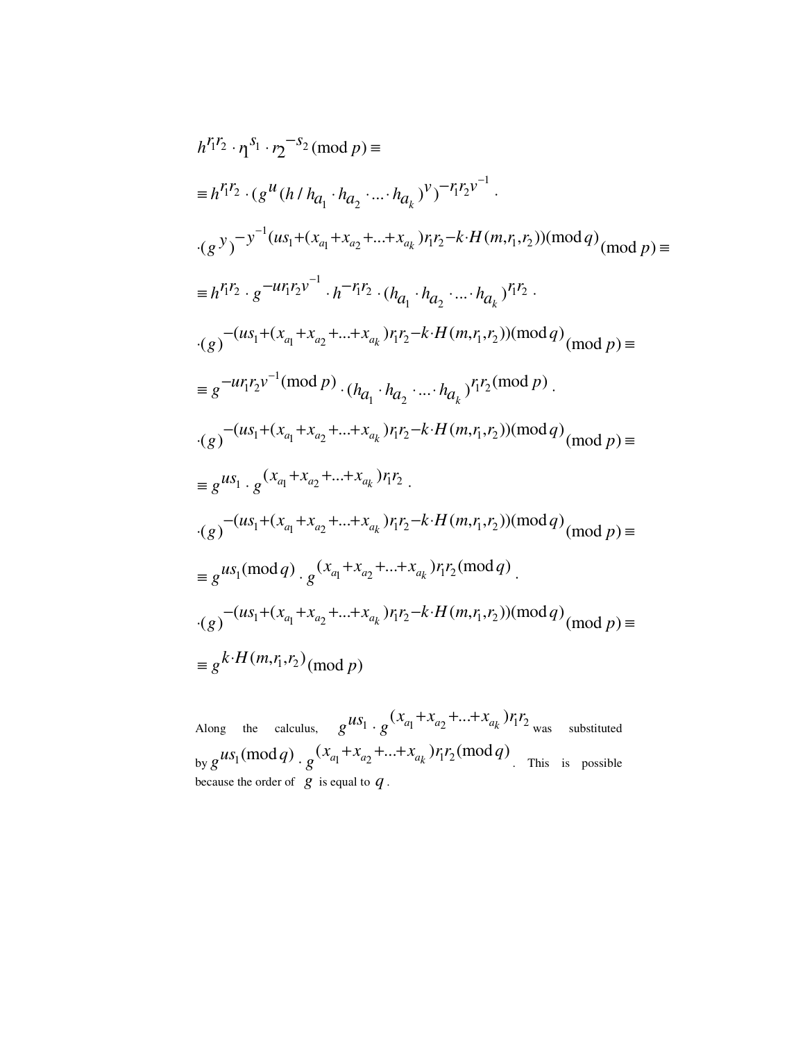$$h^{r_1 r_2} \cdot \eta^{s_1} \cdot r_2^{-s_2} (\bmod p) \equiv$$

$$\equiv h^{r_1 r_2} \cdot (g^{u}(h / h_{a_1} \cdot h_{a_2} \cdot \ldots \cdot h_{a_k})^{v})^{-r_1 r_2 v^{-1}} \cdot$$

$$\cdot (g^{y})^{-y^{-1}(us_1 + (x_{a_1} + x_{a_2} + \ldots + x_{a_k}) r_1 r_2 - k \cdot H(m, r_1, r_2))(\bmod q)} (\bmod p) \equiv$$

$$\equiv h^{r_1 r_2} \cdot g^{-u r_1 r_2 v^{-1}} \cdot h^{-r_1 r_2} \cdot (h_{a_1} \cdot h_{a_2} \cdot \ldots \cdot h_{a_k})^{r_1 r_2} \cdot$$

$$\cdot (g)^{-(us_1 + (x_{a_1} + x_{a_2} + \ldots + x_{a_k}) r_1 r_2 - k \cdot H(m, r_1, r_2))(\bmod q)} (\bmod p) \equiv$$

$$\equiv g^{-u r_1 r_2 v^{-1} (\bmod p)} \cdot (h_{a_1} \cdot h_{a_2} \cdot \ldots \cdot h_{a_k})^{r_1 r_2 (\bmod p)} \cdot$$

$$\cdot (g)^{-(us_1 + (x_{a_1} + x_{a_2} + \ldots + x_{a_k}) r_1 r_2 - k \cdot H(m, r_1, r_2))(\bmod q)} (\bmod p) \equiv$$

$$\equiv g^{us_1} \cdot g^{(x_{a_1} + x_{a_2} + \ldots + x_{a_k}) r_1 r_2} \cdot$$

$$\cdot (g)^{-(us_1 + (x_{a_1} + x_{a_2} + \ldots + x_{a_k}) r_1 r_2 - k \cdot H(m, r_1, r_2))(\bmod q)} (\bmod p) \equiv$$

$$\equiv g^{us_1 (\bmod q)} \cdot g^{(x_{a_1} + x_{a_2} + \ldots + x_{a_k}) r_1 r_2 (\bmod q)} \cdot$$

$$\cdot (g)^{-(us_1 + (x_{a_1} + x_{a_2} + \ldots + x_{a_k}) r_1 r_2 - k \cdot H(m, r_1, r_2))(\bmod q)} (\bmod p) \equiv$$

$$\equiv g^{k \cdot H(m, r_1, r_2)} (\bmod p)$$

Along the calculus, $g^{us_1} \cdot g^{(x_{a_1} + x_{a_2} + \ldots + x_{a_k}) r_1 r_2}$ was substituted by $g^{us_1 (\bmod q)} \cdot g^{(x_{a_1} + x_{a_2} + \ldots + x_{a_k}) r_1 r_2 (\bmod q)}$. This is possible because the order of $g$ is equal to $q$.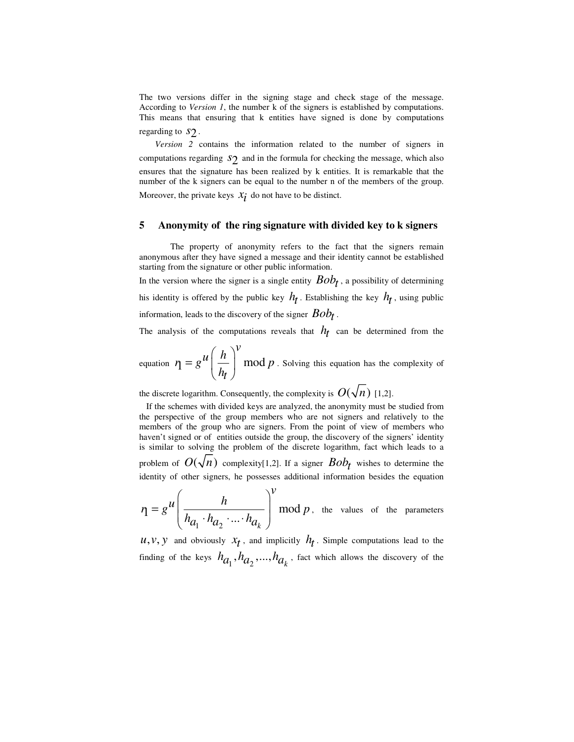The two versions differ in the signing stage and check stage of the message. According to *Version 1*, the number k of the signers is established by computations. This means that ensuring that k entities have signed is done by computations regarding to $s_2$.

*Version 2* contains the information related to the number of signers in computations regarding $s_2$ and in the formula for checking the message, which also ensures that the signature has been realized by k entities. It is remarkable that the number of the k signers can be equal to the number n of the members of the group. Moreover, the private keys $x_i$ do not have to be distinct.

## 5 Anonymity of the ring signature with divided key to k signers

The property of anonymity refers to the fact that the signers remain anonymous after they have signed a message and their identity cannot be established starting from the signature or other public information.

In the version where the signer is a single entity $Bob_t$, a possibility of determining his identity is offered by the public key $h_t$. Establishing the key $h_t$, using public information, leads to the discovery of the signer $Bob_t$.

The analysis of the computations reveals that $h_t$ can be determined from the equation $\eta = g^u \left( \frac{h}{h_t} \right)^v \bmod p$. Solving this equation has the complexity of the discrete logarithm. Consequently, the complexity is $O(\sqrt{n})$ [1,2].

If the schemes with divided keys are analyzed, the anonymity must be studied from the perspective of the group members who are not signers and relatively to the members of the group who are signers. From the point of view of members who haven't signed or of entities outside the group, the discovery of the signers' identity is similar to solving the problem of the discrete logarithm, fact which leads to a problem of $O(\sqrt{n})$ complexity[1,2]. If a signer $Bob_t$ wishes to determine the identity of other signers, he possesses additional information besides the equation $\eta = g^u \left( \frac{h}{h_{a_1} \cdot h_{a_2} \cdot \ldots \cdot h_{a_k}} \right)^v \bmod p$, the values of the parameters $u, v, y$ and obviously $x_t$, and implicitly $h_t$. Simple computations lead to the finding of the keys $h_{a_1}, h_{a_2}, \ldots, h_{a_k}$, fact which allows the discovery of the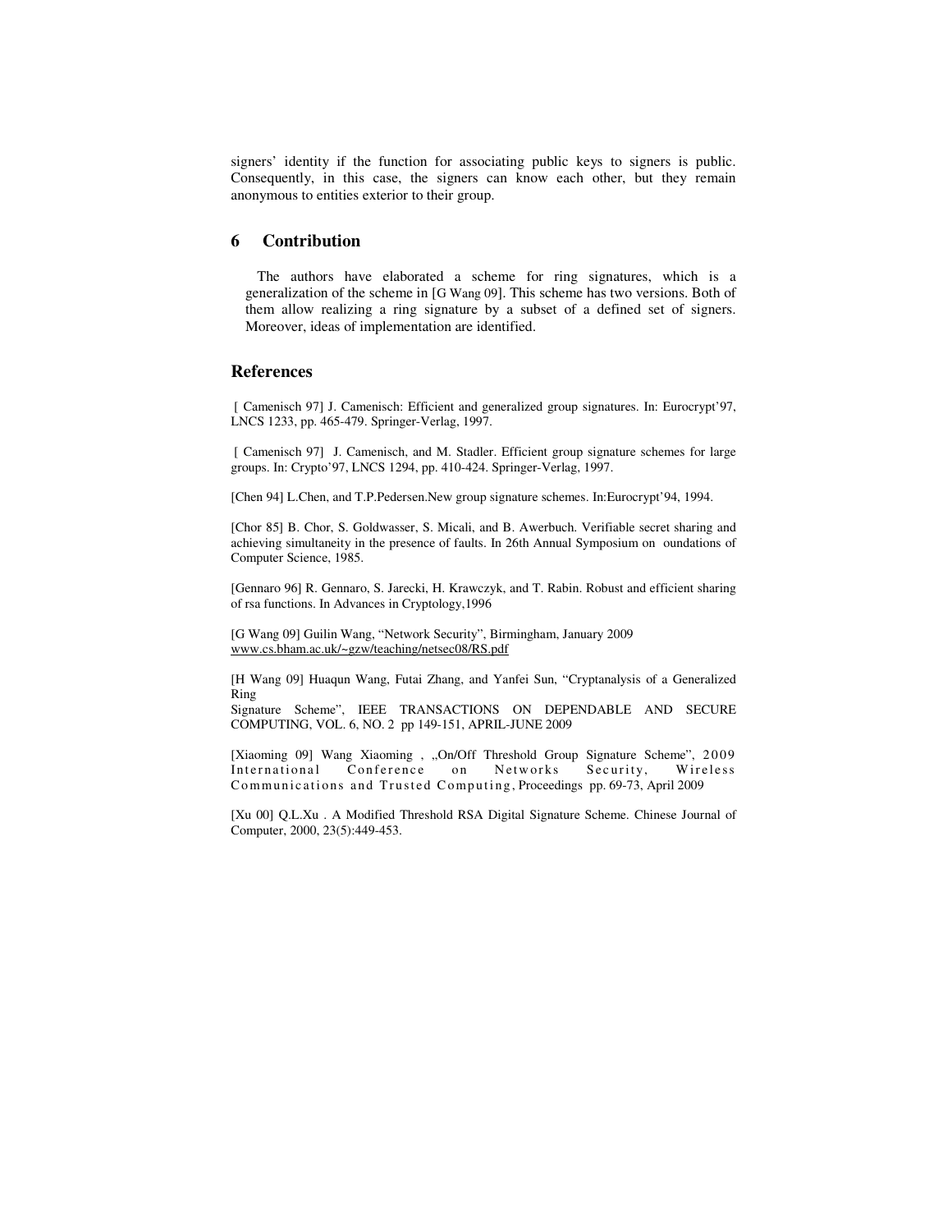signers' identity if the function for associating public keys to signers is public. Consequently, in this case, the signers can know each other, but they remain anonymous to entities exterior to their group.

## 6 Contribution

The authors have elaborated a scheme for ring signatures, which is a generalization of the scheme in [G Wang 09]. This scheme has two versions. Both of them allow realizing a ring signature by a subset of a defined set of signers. Moreover, ideas of implementation are identified.

## References

[ Camenisch 97] J. Camenisch: Efficient and generalized group signatures. In: Eurocrypt'97, LNCS 1233, pp. 465-479. Springer-Verlag, 1997.

[ Camenisch 97] J. Camenisch, and M. Stadler. Efficient group signature schemes for large groups. In: Crypto'97, LNCS 1294, pp. 410-424. Springer-Verlag, 1997.

[Chen 94] L.Chen, and T.P.Pedersen.New group signature schemes. In:Eurocrypt'94, 1994.

[Chor 85] B. Chor, S. Goldwasser, S. Micali, and B. Awerbuch. Verifiable secret sharing and achieving simultaneity in the presence of faults. In 26th Annual Symposium on oundations of Computer Science, 1985.

[Gennaro 96] R. Gennaro, S. Jarecki, H. Krawczyk, and T. Rabin. Robust and efficient sharing of rsa functions. In Advances in Cryptology,1996

[G Wang 09] Guilin Wang, "Network Security", Birmingham, January 2009 www.cs.bham.ac.uk/~gzw/teaching/netsec08/RS.pdf

[H Wang 09] Huaqun Wang, Futai Zhang, and Yanfei Sun, "Cryptanalysis of a Generalized Ring Signature Scheme", IEEE TRANSACTIONS ON DEPENDABLE AND SECURE COMPUTING, VOL. 6, NO. 2 pp 149-151, APRIL-JUNE 2009

[Xiaoming 09] Wang Xiaoming , „On/Off Threshold Group Signature Scheme", 2009 International Conference on Networks Security, Wireless Communications and Trusted Computing, Proceedings pp. 69-73, April 2009

[Xu 00] Q.L.Xu . A Modified Threshold RSA Digital Signature Scheme. Chinese Journal of Computer, 2000, 23(5):449-453.